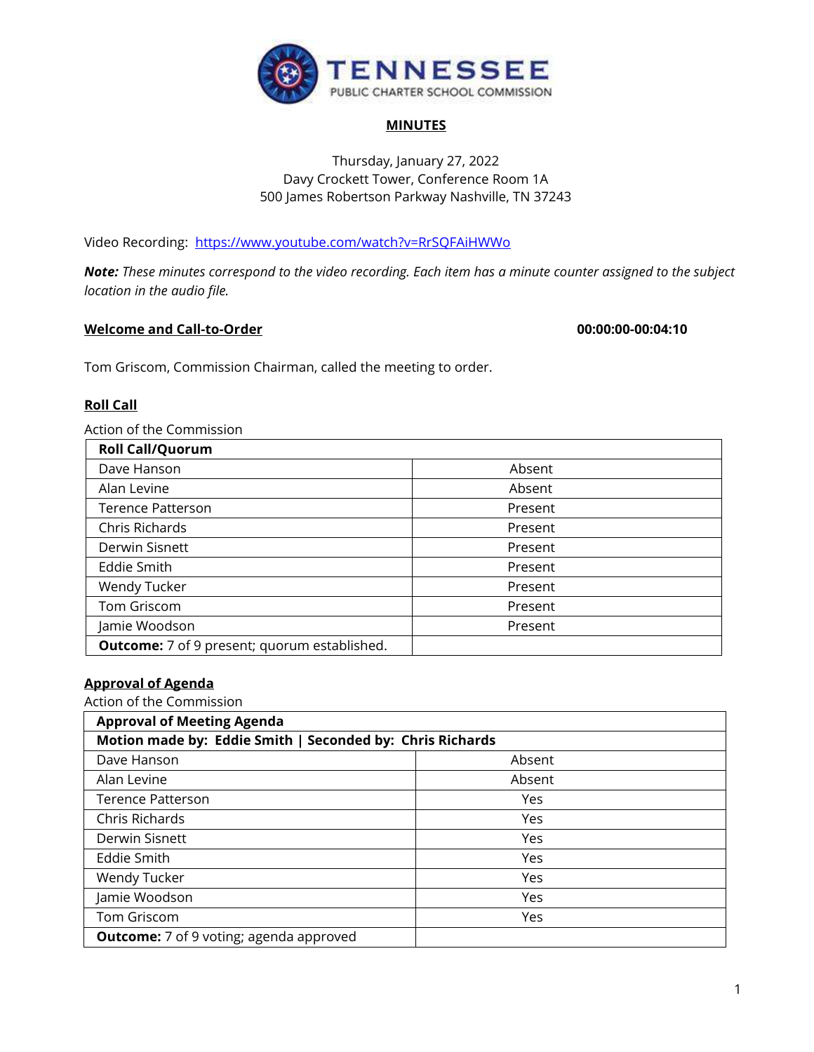# MINUTES

Thursday, January 27, 2022
Davy Crockett Tower, Conference Room 1A
500 James Robertson Parkway Nashville, TN 37243

Video Recording: https://www.youtube.com/watch?v=RrSQFAiHWWo

***Note:*** *These minutes correspond to the video recording. Each item has a minute counter assigned to the subject location in the audio file.*

## Welcome and Call-to-Order 00:00:00-00:04:10

Tom Griscom, Commission Chairman, called the meeting to order.

## Roll Call

Action of the Commission

| **Roll Call/Quorum** | |
|---|---|
| Dave Hanson | Absent |
| Alan Levine | Absent |
| Terence Patterson | Present |
| Chris Richards | Present |
| Derwin Sisnett | Present |
| Eddie Smith | Present |
| Wendy Tucker | Present |
| Tom Griscom | Present |
| Jamie Woodson | Present |
| **Outcome:** 7 of 9 present; quorum established. | |

## Approval of Agenda

Action of the Commission

| **Approval of Meeting Agenda** | |
|---|---|
| **Motion made by: Eddie Smith \| Seconded by: Chris Richards** | |
| Dave Hanson | Absent |
| Alan Levine | Absent |
| Terence Patterson | Yes |
| Chris Richards | Yes |
| Derwin Sisnett | Yes |
| Eddie Smith | Yes |
| Wendy Tucker | Yes |
| Jamie Woodson | Yes |
| Tom Griscom | Yes |
| **Outcome:** 7 of 9 voting; agenda approved | |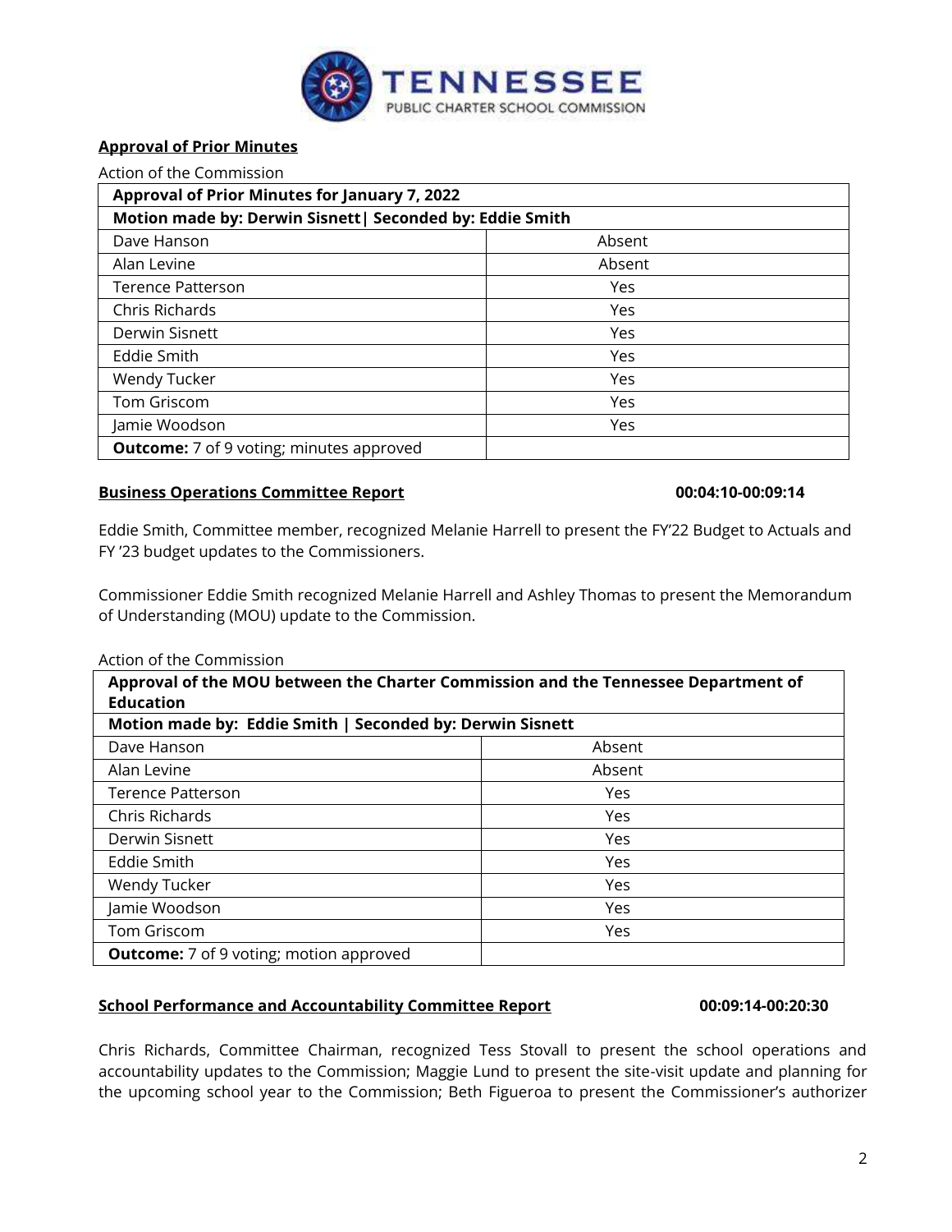**Approval of Prior Minutes**

Action of the Commission

| **Approval of Prior Minutes for January 7, 2022** | |
|---|---|
| **Motion made by: Derwin Sisnett\| Seconded by: Eddie Smith** | |
| Dave Hanson | Absent |
| Alan Levine | Absent |
| Terence Patterson | Yes |
| Chris Richards | Yes |
| Derwin Sisnett | Yes |
| Eddie Smith | Yes |
| Wendy Tucker | Yes |
| Tom Griscom | Yes |
| Jamie Woodson | Yes |
| **Outcome:** 7 of 9 voting; minutes approved | |

**Business Operations Committee Report** **00:04:10-00:09:14**

Eddie Smith, Committee member, recognized Melanie Harrell to present the FY'22 Budget to Actuals and FY '23 budget updates to the Commissioners.

Commissioner Eddie Smith recognized Melanie Harrell and Ashley Thomas to present the Memorandum of Understanding (MOU) update to the Commission.

Action of the Commission

| **Approval of the MOU between the Charter Commission and the Tennessee Department of Education** | |
|---|---|
| **Motion made by: Eddie Smith \| Seconded by: Derwin Sisnett** | |
| Dave Hanson | Absent |
| Alan Levine | Absent |
| Terence Patterson | Yes |
| Chris Richards | Yes |
| Derwin Sisnett | Yes |
| Eddie Smith | Yes |
| Wendy Tucker | Yes |
| Jamie Woodson | Yes |
| Tom Griscom | Yes |
| **Outcome:** 7 of 9 voting; motion approved | |

**School Performance and Accountability Committee Report** **00:09:14-00:20:30**

Chris Richards, Committee Chairman, recognized Tess Stovall to present the school operations and accountability updates to the Commission; Maggie Lund to present the site-visit update and planning for the upcoming school year to the Commission; Beth Figueroa to present the Commissioner's authorizer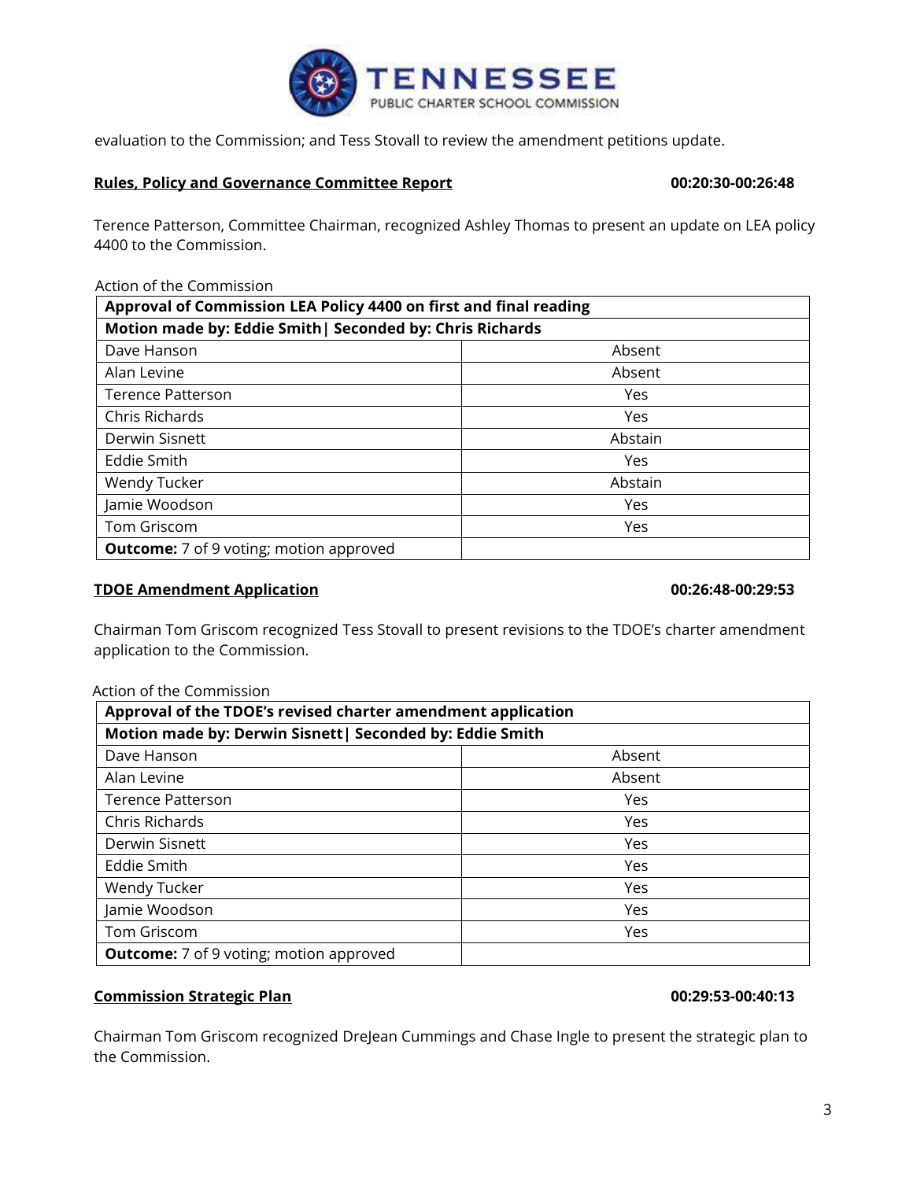evaluation to the Commission; and Tess Stovall to review the amendment petitions update.

**Rules, Policy and Governance Committee Report** **00:20:30-00:26:48**

Terence Patterson, Committee Chairman, recognized Ashley Thomas to present an update on LEA policy 4400 to the Commission.

Action of the Commission

| **Approval of Commission LEA Policy 4400 on first and final reading** | |
|---|---|
| **Motion made by: Eddie Smith\| Seconded by: Chris Richards** | |
| Dave Hanson | Absent |
| Alan Levine | Absent |
| Terence Patterson | Yes |
| Chris Richards | Yes |
| Derwin Sisnett | Abstain |
| Eddie Smith | Yes |
| Wendy Tucker | Abstain |
| Jamie Woodson | Yes |
| Tom Griscom | Yes |
| **Outcome:** 7 of 9 voting; motion approved | |

**TDOE Amendment Application** **00:26:48-00:29:53**

Chairman Tom Griscom recognized Tess Stovall to present revisions to the TDOE's charter amendment application to the Commission.

Action of the Commission

| **Approval of the TDOE's revised charter amendment application** | |
|---|---|
| **Motion made by: Derwin Sisnett\| Seconded by: Eddie Smith** | |
| Dave Hanson | Absent |
| Alan Levine | Absent |
| Terence Patterson | Yes |
| Chris Richards | Yes |
| Derwin Sisnett | Yes |
| Eddie Smith | Yes |
| Wendy Tucker | Yes |
| Jamie Woodson | Yes |
| Tom Griscom | Yes |
| **Outcome:** 7 of 9 voting; motion approved | |

**Commission Strategic Plan** **00:29:53-00:40:13**

Chairman Tom Griscom recognized DreJean Cummings and Chase Ingle to present the strategic plan to the Commission.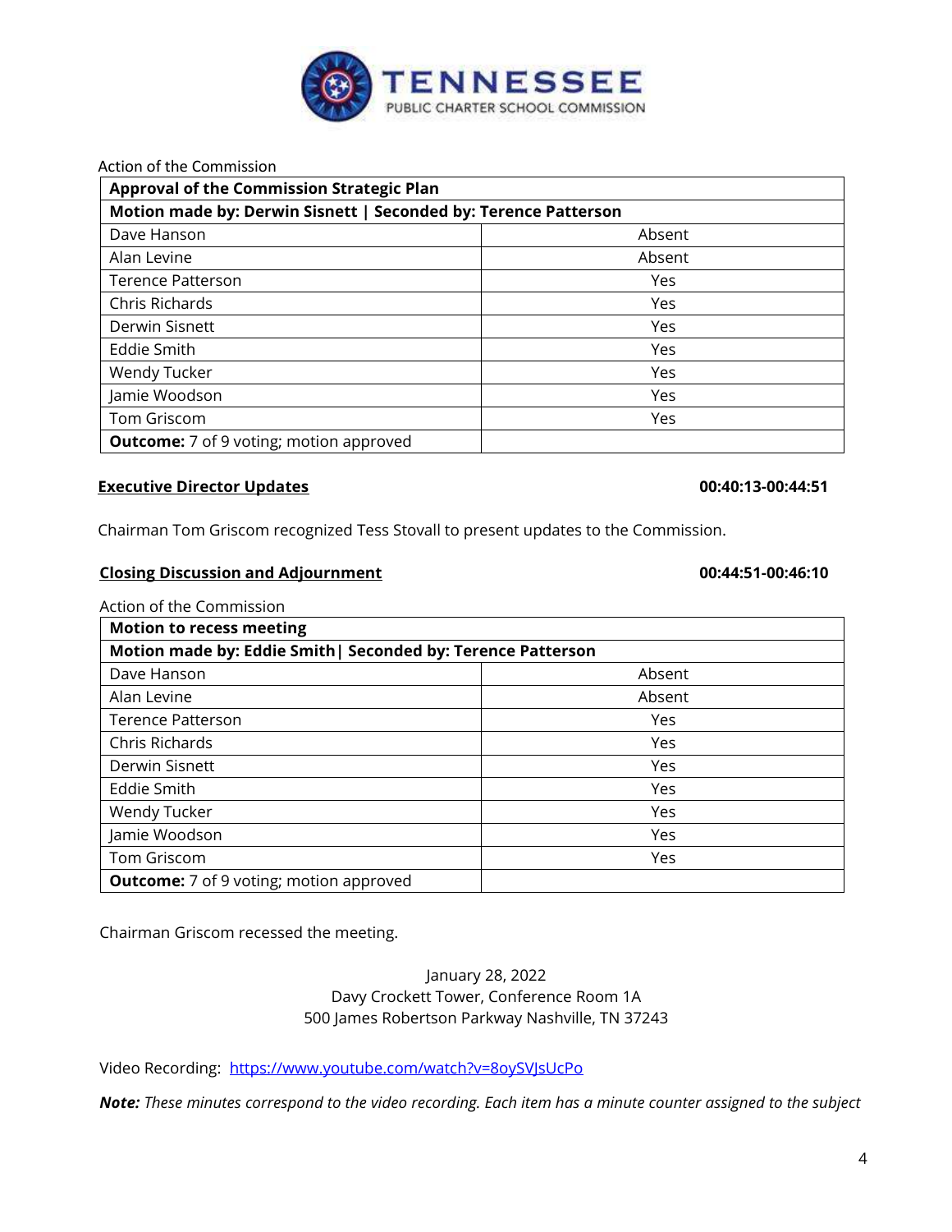Action of the Commission

| **Approval of the Commission Strategic Plan** | |
|---|---|
| **Motion made by: Derwin Sisnett \| Seconded by: Terence Patterson** | |
| Dave Hanson | Absent |
| Alan Levine | Absent |
| Terence Patterson | Yes |
| Chris Richards | Yes |
| Derwin Sisnett | Yes |
| Eddie Smith | Yes |
| Wendy Tucker | Yes |
| Jamie Woodson | Yes |
| Tom Griscom | Yes |
| **Outcome:** 7 of 9 voting; motion approved | |

**Executive Director Updates** **00:40:13-00:44:51**

Chairman Tom Griscom recognized Tess Stovall to present updates to the Commission.

**Closing Discussion and Adjournment** **00:44:51-00:46:10**

Action of the Commission

| **Motion to recess meeting** | |
|---|---|
| **Motion made by: Eddie Smith\| Seconded by: Terence Patterson** | |
| Dave Hanson | Absent |
| Alan Levine | Absent |
| Terence Patterson | Yes |
| Chris Richards | Yes |
| Derwin Sisnett | Yes |
| Eddie Smith | Yes |
| Wendy Tucker | Yes |
| Jamie Woodson | Yes |
| Tom Griscom | Yes |
| **Outcome:** 7 of 9 voting; motion approved | |

Chairman Griscom recessed the meeting.

January 28, 2022
Davy Crockett Tower, Conference Room 1A
500 James Robertson Parkway Nashville, TN 37243

Video Recording: https://www.youtube.com/watch?v=8oySVJsUcPo

***Note:*** *These minutes correspond to the video recording. Each item has a minute counter assigned to the subject*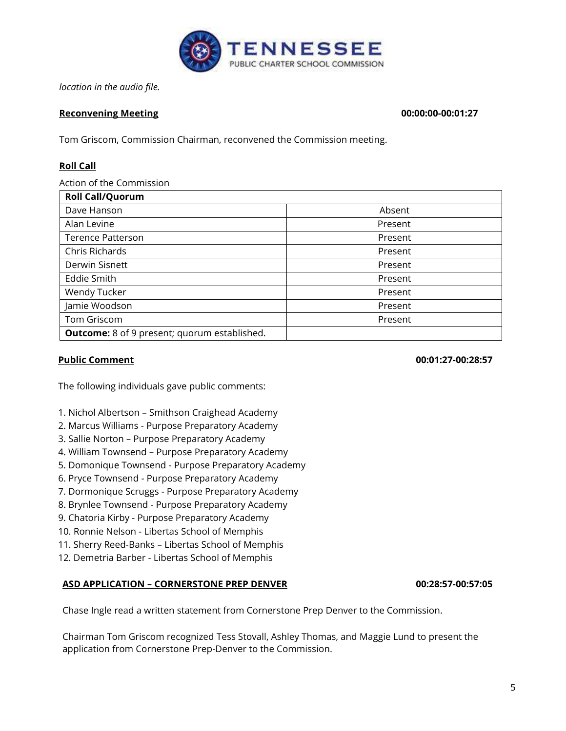*location in the audio file.*

**Reconvening Meeting** **00:00:00-00:01:27**

Tom Griscom, Commission Chairman, reconvened the Commission meeting.

**Roll Call**

Action of the Commission

| **Roll Call/Quorum** | |
|---|---|
| Dave Hanson | Absent |
| Alan Levine | Present |
| Terence Patterson | Present |
| Chris Richards | Present |
| Derwin Sisnett | Present |
| Eddie Smith | Present |
| Wendy Tucker | Present |
| Jamie Woodson | Present |
| Tom Griscom | Present |
| **Outcome:** 8 of 9 present; quorum established. | |

**Public Comment** **00:01:27-00:28:57**

The following individuals gave public comments:

1. Nichol Albertson – Smithson Craighead Academy
2. Marcus Williams - Purpose Preparatory Academy
3. Sallie Norton – Purpose Preparatory Academy
4. William Townsend – Purpose Preparatory Academy
5. Domonique Townsend - Purpose Preparatory Academy
6. Pryce Townsend - Purpose Preparatory Academy
7. Dormonique Scruggs - Purpose Preparatory Academy
8. Brynlee Townsend - Purpose Preparatory Academy
9. Chatoria Kirby - Purpose Preparatory Academy
10. Ronnie Nelson - Libertas School of Memphis
11. Sherry Reed-Banks – Libertas School of Memphis
12. Demetria Barber - Libertas School of Memphis

**ASD APPLICATION – CORNERSTONE PREP DENVER** **00:28:57-00:57:05**

Chase Ingle read a written statement from Cornerstone Prep Denver to the Commission.

Chairman Tom Griscom recognized Tess Stovall, Ashley Thomas, and Maggie Lund to present the application from Cornerstone Prep-Denver to the Commission.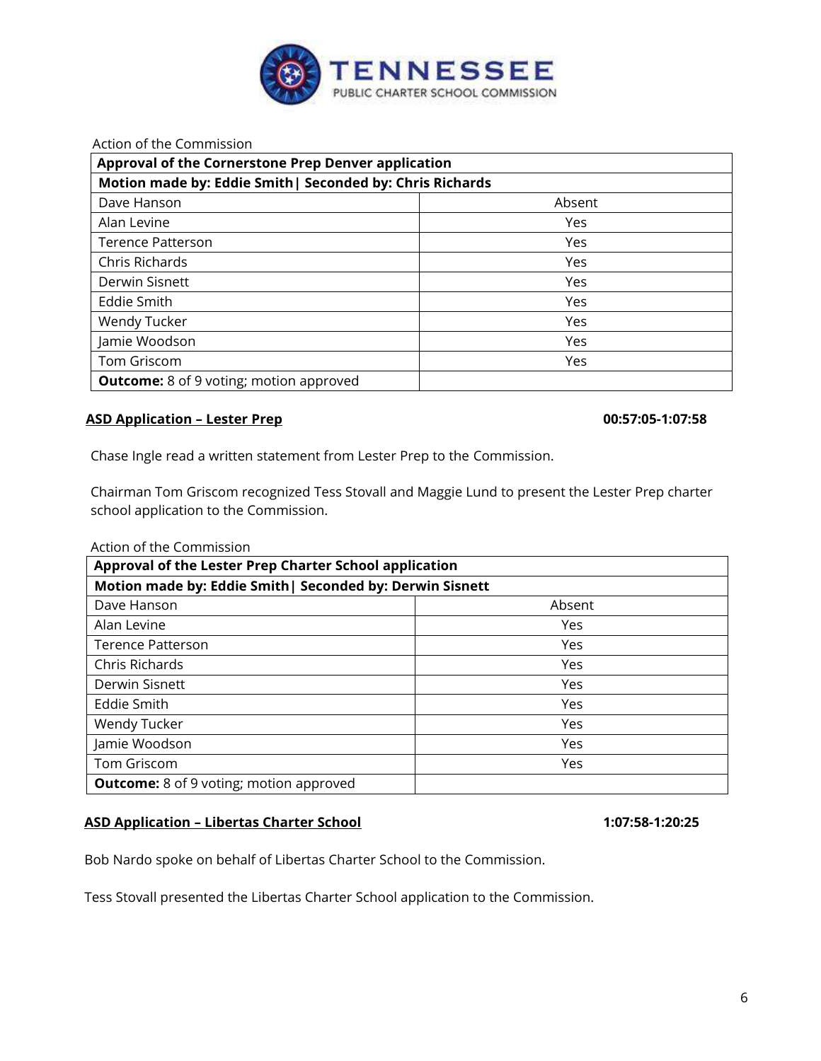Action of the Commission

| Approval of the Cornerstone Prep Denver application | |
|---|---|
| **Motion made by: Eddie Smith\| Seconded by: Chris Richards** | |
| Dave Hanson | Absent |
| Alan Levine | Yes |
| Terence Patterson | Yes |
| Chris Richards | Yes |
| Derwin Sisnett | Yes |
| Eddie Smith | Yes |
| Wendy Tucker | Yes |
| Jamie Woodson | Yes |
| Tom Griscom | Yes |
| **Outcome:** 8 of 9 voting; motion approved | |

**ASD Application – Lester Prep** **00:57:05-1:07:58**

Chase Ingle read a written statement from Lester Prep to the Commission.

Chairman Tom Griscom recognized Tess Stovall and Maggie Lund to present the Lester Prep charter school application to the Commission.

Action of the Commission

| Approval of the Lester Prep Charter School application | |
|---|---|
| **Motion made by: Eddie Smith\| Seconded by: Derwin Sisnett** | |
| Dave Hanson | Absent |
| Alan Levine | Yes |
| Terence Patterson | Yes |
| Chris Richards | Yes |
| Derwin Sisnett | Yes |
| Eddie Smith | Yes |
| Wendy Tucker | Yes |
| Jamie Woodson | Yes |
| Tom Griscom | Yes |
| **Outcome:** 8 of 9 voting; motion approved | |

**ASD Application – Libertas Charter School** **1:07:58-1:20:25**

Bob Nardo spoke on behalf of Libertas Charter School to the Commission.

Tess Stovall presented the Libertas Charter School application to the Commission.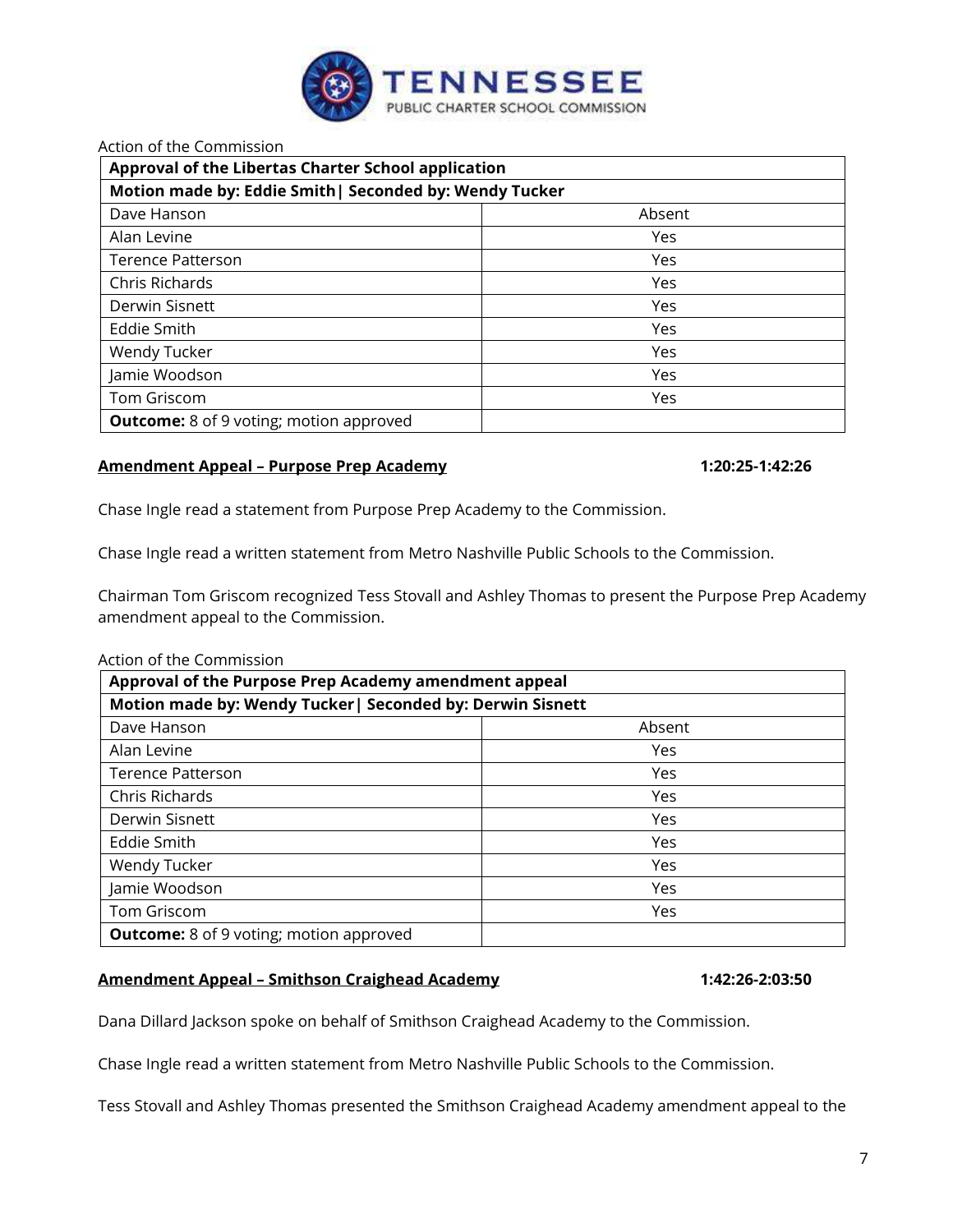Action of the Commission

| Approval of the Libertas Charter School application | |
|---|---|
| **Motion made by: Eddie Smith\| Seconded by: Wendy Tucker** | |
| Dave Hanson | Absent |
| Alan Levine | Yes |
| Terence Patterson | Yes |
| Chris Richards | Yes |
| Derwin Sisnett | Yes |
| Eddie Smith | Yes |
| Wendy Tucker | Yes |
| Jamie Woodson | Yes |
| Tom Griscom | Yes |
| **Outcome:** 8 of 9 voting; motion approved | |

**Amendment Appeal – Purpose Prep Academy** **1:20:25-1:42:26**

Chase Ingle read a statement from Purpose Prep Academy to the Commission.

Chase Ingle read a written statement from Metro Nashville Public Schools to the Commission.

Chairman Tom Griscom recognized Tess Stovall and Ashley Thomas to present the Purpose Prep Academy amendment appeal to the Commission.

Action of the Commission

| Approval of the Purpose Prep Academy amendment appeal | |
|---|---|
| **Motion made by: Wendy Tucker\| Seconded by: Derwin Sisnett** | |
| Dave Hanson | Absent |
| Alan Levine | Yes |
| Terence Patterson | Yes |
| Chris Richards | Yes |
| Derwin Sisnett | Yes |
| Eddie Smith | Yes |
| Wendy Tucker | Yes |
| Jamie Woodson | Yes |
| Tom Griscom | Yes |
| **Outcome:** 8 of 9 voting; motion approved | |

**Amendment Appeal – Smithson Craighead Academy** **1:42:26-2:03:50**

Dana Dillard Jackson spoke on behalf of Smithson Craighead Academy to the Commission.

Chase Ingle read a written statement from Metro Nashville Public Schools to the Commission.

Tess Stovall and Ashley Thomas presented the Smithson Craighead Academy amendment appeal to the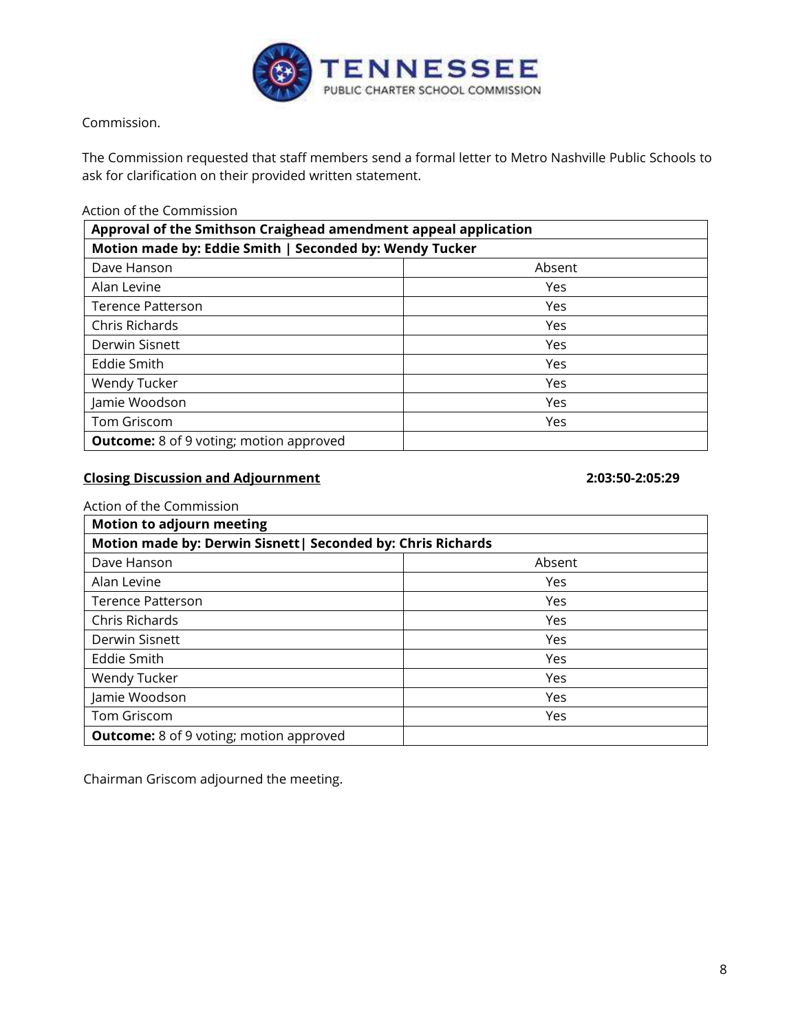Commission.

The Commission requested that staff members send a formal letter to Metro Nashville Public Schools to ask for clarification on their provided written statement.

Action of the Commission

| | |
|---|---|
| **Approval of the Smithson Craighead amendment appeal application** | |
| **Motion made by: Eddie Smith \| Seconded by: Wendy Tucker** | |
| Dave Hanson | Absent |
| Alan Levine | Yes |
| Terence Patterson | Yes |
| Chris Richards | Yes |
| Derwin Sisnett | Yes |
| Eddie Smith | Yes |
| Wendy Tucker | Yes |
| Jamie Woodson | Yes |
| Tom Griscom | Yes |
| **Outcome:** 8 of 9 voting; motion approved | |

**Closing Discussion and Adjournment** **2:03:50-2:05:29**

Action of the Commission

| | |
|---|---|
| **Motion to adjourn meeting** | |
| **Motion made by: Derwin Sisnett\| Seconded by: Chris Richards** | |
| Dave Hanson | Absent |
| Alan Levine | Yes |
| Terence Patterson | Yes |
| Chris Richards | Yes |
| Derwin Sisnett | Yes |
| Eddie Smith | Yes |
| Wendy Tucker | Yes |
| Jamie Woodson | Yes |
| Tom Griscom | Yes |
| **Outcome:** 8 of 9 voting; motion approved | |

Chairman Griscom adjourned the meeting.